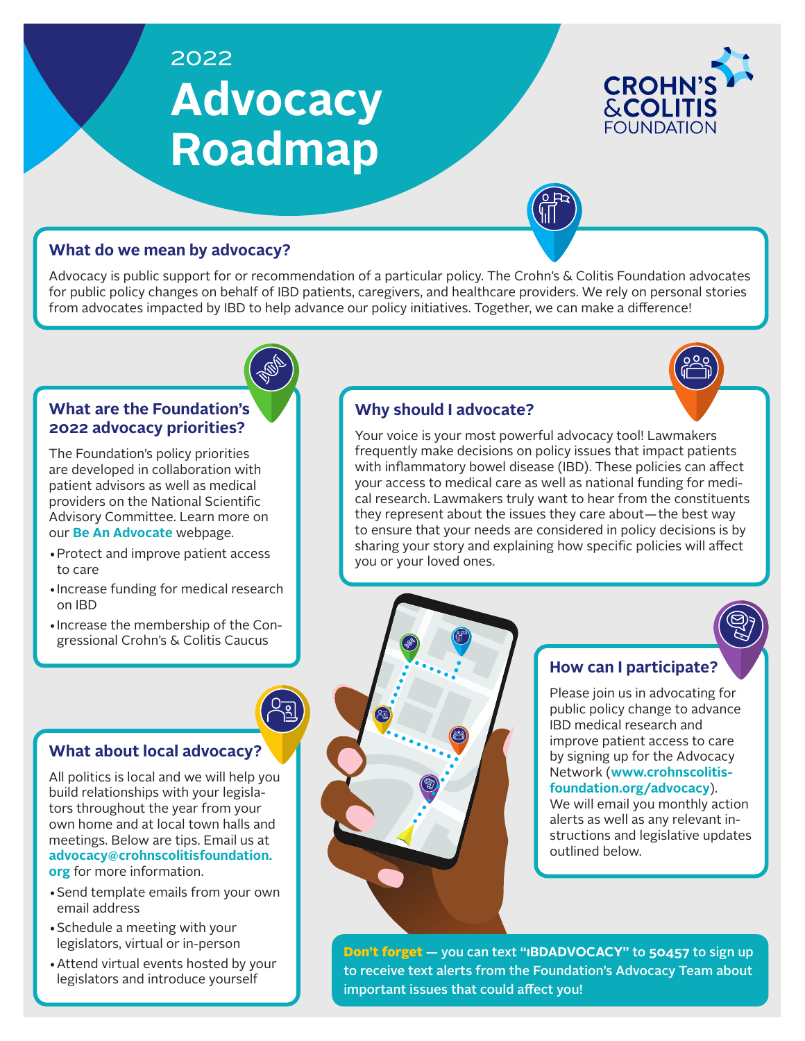2022

# Advocacy Roadmap

CROHN'S & COLITIS FOUNDATION

## What do we mean by advocacy?

Advocacy is public support for or recommendation of a particular policy. The Crohn's & Colitis Foundation advocates for public policy changes on behalf of IBD patients, caregivers, and healthcare providers. We rely on personal stories from advocates impacted by IBD to help advance our policy initiatives. Together, we can make a difference!

## What are the Foundation's 2022 advocacy priorities?

The Foundation's policy priorities are developed in collaboration with patient advisors as well as medical providers on the National Scientific Advisory Committee. Learn more on our **Be An Advocate** webpage.

- Protect and improve patient access to care
- Increase funding for medical research on IBD
- Increase the membership of the Congressional Crohn's & Colitis Caucus

## Why should I advocate?

Your voice is your most powerful advocacy tool! Lawmakers frequently make decisions on policy issues that impact patients with inflammatory bowel disease (IBD). These policies can affect your access to medical care as well as national funding for medical research. Lawmakers truly want to hear from the constituents they represent about the issues they care about—the best way to ensure that your needs are considered in policy decisions is by sharing your story and explaining how specific policies will affect you or your loved ones.

## What about local advocacy?

All politics is local and we will help you build relationships with your legislators throughout the year from your own home and at local town halls and meetings. Below are tips. Email us at **advocacy@crohnscolitisfoundation.org** for more information.

- Send template emails from your own email address
- Schedule a meeting with your legislators, virtual or in-person
- Attend virtual events hosted by your legislators and introduce yourself

## How can I participate?

Please join us in advocating for public policy change to advance IBD medical research and improve patient access to care by signing up for the Advocacy Network (**www.crohnscolitisfoundation.org/advocacy**). We will email you monthly action alerts as well as any relevant instructions and legislative updates outlined below.

**Don't forget** — you can text **"IBDADVOCACY"** to **50457** to sign up to receive text alerts from the Foundation's Advocacy Team about important issues that could affect you!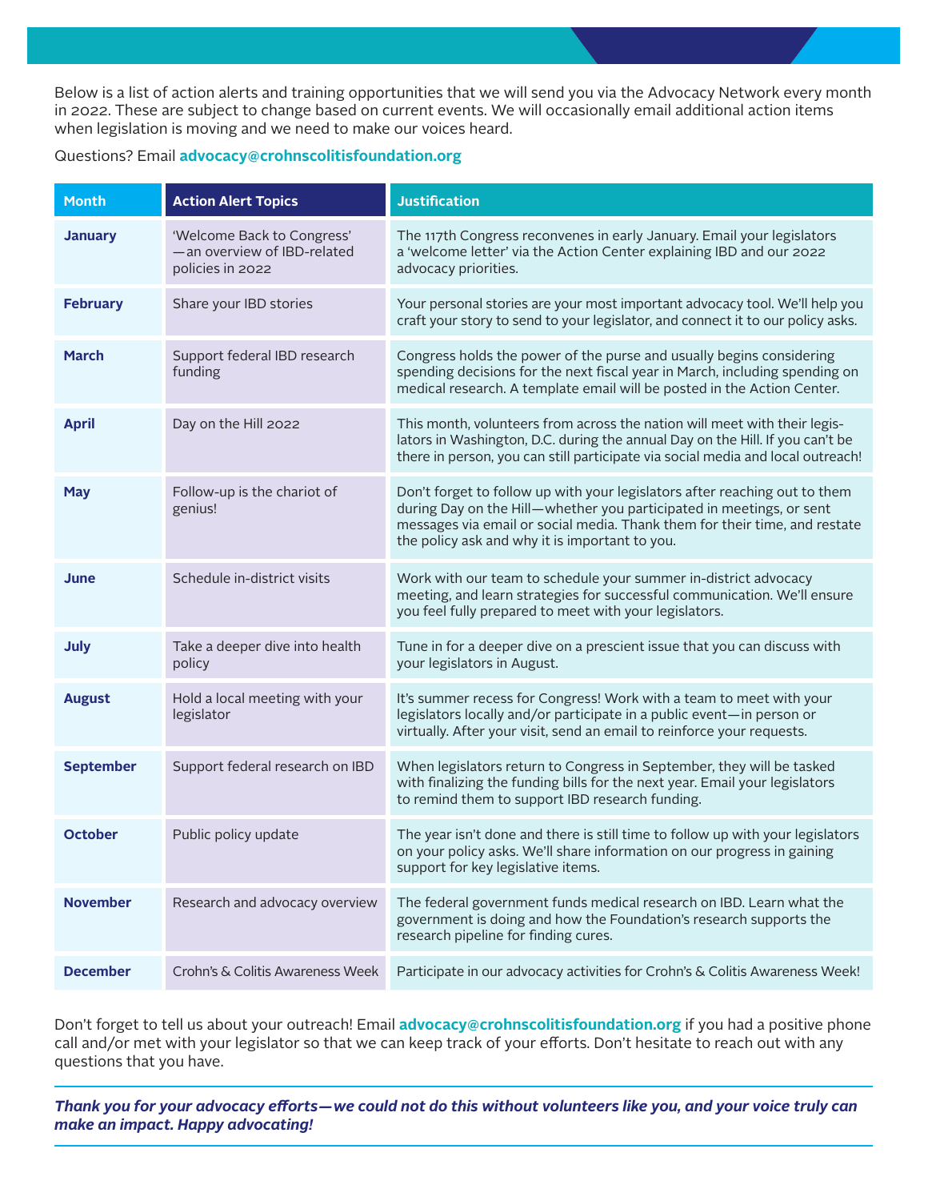Below is a list of action alerts and training opportunities that we will send you via the Advocacy Network every month in 2022. These are subject to change based on current events. We will occasionally email additional action items when legislation is moving and we need to make our voices heard.

Questions? Email **advocacy@crohnscolitisfoundation.org**

| Month | Action Alert Topics | Justification |
|---|---|---|
| **January** | 'Welcome Back to Congress'—an overview of IBD-related policies in 2022 | The 117th Congress reconvenes in early January. Email your legislators a 'welcome letter' via the Action Center explaining IBD and our 2022 advocacy priorities. |
| **February** | Share your IBD stories | Your personal stories are your most important advocacy tool. We'll help you craft your story to send to your legislator, and connect it to our policy asks. |
| **March** | Support federal IBD research funding | Congress holds the power of the purse and usually begins considering spending decisions for the next fiscal year in March, including spending on medical research. A template email will be posted in the Action Center. |
| **April** | Day on the Hill 2022 | This month, volunteers from across the nation will meet with their legislators in Washington, D.C. during the annual Day on the Hill. If you can't be there in person, you can still participate via social media and local outreach! |
| **May** | Follow-up is the chariot of genius! | Don't forget to follow up with your legislators after reaching out to them during Day on the Hill—whether you participated in meetings, or sent messages via email or social media. Thank them for their time, and restate the policy ask and why it is important to you. |
| **June** | Schedule in-district visits | Work with our team to schedule your summer in-district advocacy meeting, and learn strategies for successful communication. We'll ensure you feel fully prepared to meet with your legislators. |
| **July** | Take a deeper dive into health policy | Tune in for a deeper dive on a prescient issue that you can discuss with your legislators in August. |
| **August** | Hold a local meeting with your legislator | It's summer recess for Congress! Work with a team to meet with your legislators locally and/or participate in a public event—in person or virtually. After your visit, send an email to reinforce your requests. |
| **September** | Support federal research on IBD | When legislators return to Congress in September, they will be tasked with finalizing the funding bills for the next year. Email your legislators to remind them to support IBD research funding. |
| **October** | Public policy update | The year isn't done and there is still time to follow up with your legislators on your policy asks. We'll share information on our progress in gaining support for key legislative items. |
| **November** | Research and advocacy overview | The federal government funds medical research on IBD. Learn what the government is doing and how the Foundation's research supports the research pipeline for finding cures. |
| **December** | Crohn's & Colitis Awareness Week | Participate in our advocacy activities for Crohn's & Colitis Awareness Week! |

Don't forget to tell us about your outreach! Email **advocacy@crohnscolitisfoundation.org** if you had a positive phone call and/or met with your legislator so that we can keep track of your efforts. Don't hesitate to reach out with any questions that you have.

***Thank you for your advocacy efforts—we could not do this without volunteers like you, and your voice truly can make an impact. Happy advocating!***